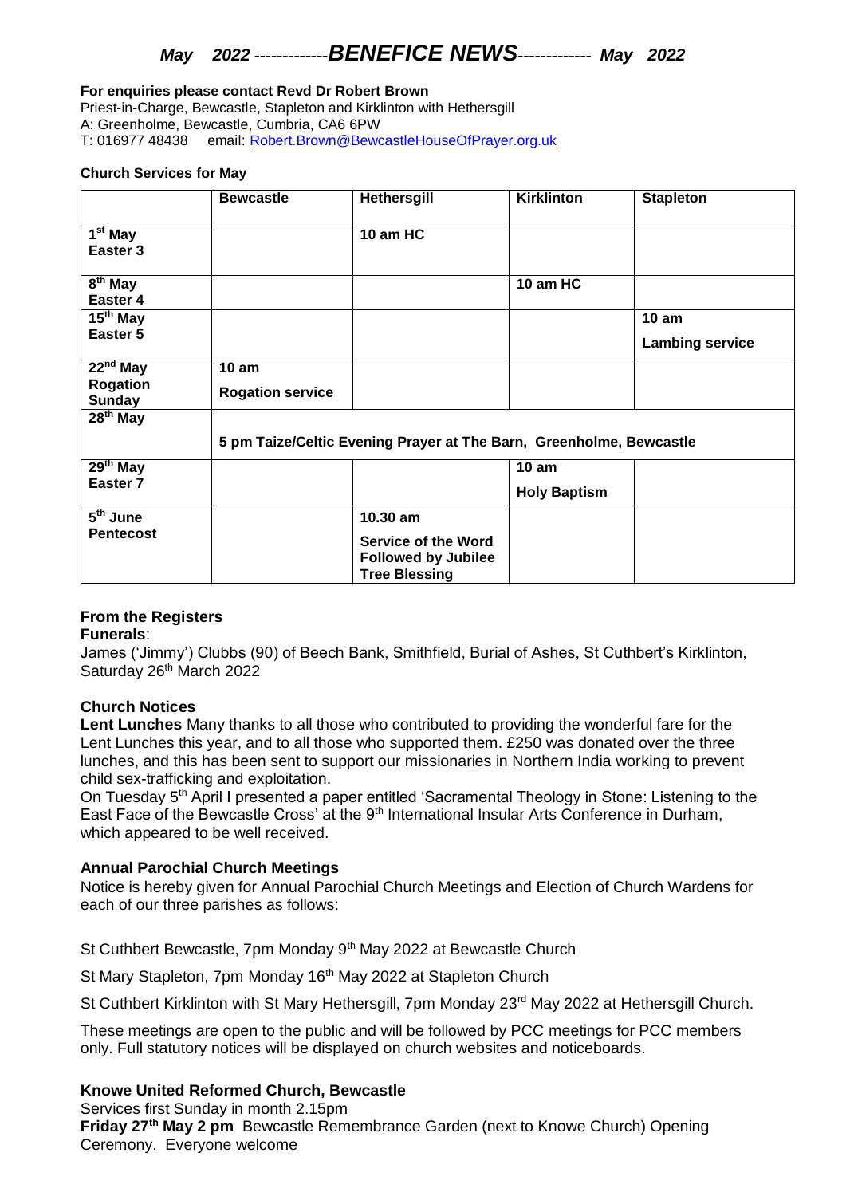# *May 2022* ------------*BENEFICE NEWS*------------ *May 2022*

**For enquiries please contact Revd Dr Robert Brown**
Priest-in-Charge, Bewcastle, Stapleton and Kirklinton with Hethersgill
A: Greenholme, Bewcastle, Cumbria, CA6 6PW
T: 016977 48438 email: Robert.Brown@BewcastleHouseOfPrayer.org.uk

**Church Services for May**

| | **Bewcastle** | **Hethersgill** | **Kirklinton** | **Stapleton** |
|---|---|---|---|---|
| **1st May Easter 3** | | **10 am HC** | | |
| **8th May Easter 4** | | | **10 am HC** | |
| **15th May Easter 5** | | | | **10 am Lambing service** |
| **22nd May Rogation Sunday** | **10 am Rogation service** | | | |
| **28th May** | **5 pm Taize/Celtic Evening Prayer at The Barn, Greenholme, Bewcastle** | | | |
| **29th May Easter 7** | | | **10 am Holy Baptism** | |
| **5th June Pentecost** | | **10.30 am Service of the Word Followed by Jubilee Tree Blessing** | | |

**From the Registers**

**Funerals**:
James ('Jimmy') Clubbs (90) of Beech Bank, Smithfield, Burial of Ashes, St Cuthbert's Kirklinton, Saturday 26th March 2022

**Church Notices**

**Lent Lunches** Many thanks to all those who contributed to providing the wonderful fare for the Lent Lunches this year, and to all those who supported them. £250 was donated over the three lunches, and this has been sent to support our missionaries in Northern India working to prevent child sex-trafficking and exploitation.

On Tuesday 5th April I presented a paper entitled 'Sacramental Theology in Stone: Listening to the East Face of the Bewcastle Cross' at the 9th International Insular Arts Conference in Durham, which appeared to be well received.

**Annual Parochial Church Meetings**

Notice is hereby given for Annual Parochial Church Meetings and Election of Church Wardens for each of our three parishes as follows:

St Cuthbert Bewcastle, 7pm Monday 9th May 2022 at Bewcastle Church

St Mary Stapleton, 7pm Monday 16th May 2022 at Stapleton Church

St Cuthbert Kirklinton with St Mary Hethersgill, 7pm Monday 23rd May 2022 at Hethersgill Church.

These meetings are open to the public and will be followed by PCC meetings for PCC members only. Full statutory notices will be displayed on church websites and noticeboards.

**Knowe United Reformed Church, Bewcastle**

Services first Sunday in month 2.15pm

**Friday 27th May 2 pm** Bewcastle Remembrance Garden (next to Knowe Church) Opening Ceremony. Everyone welcome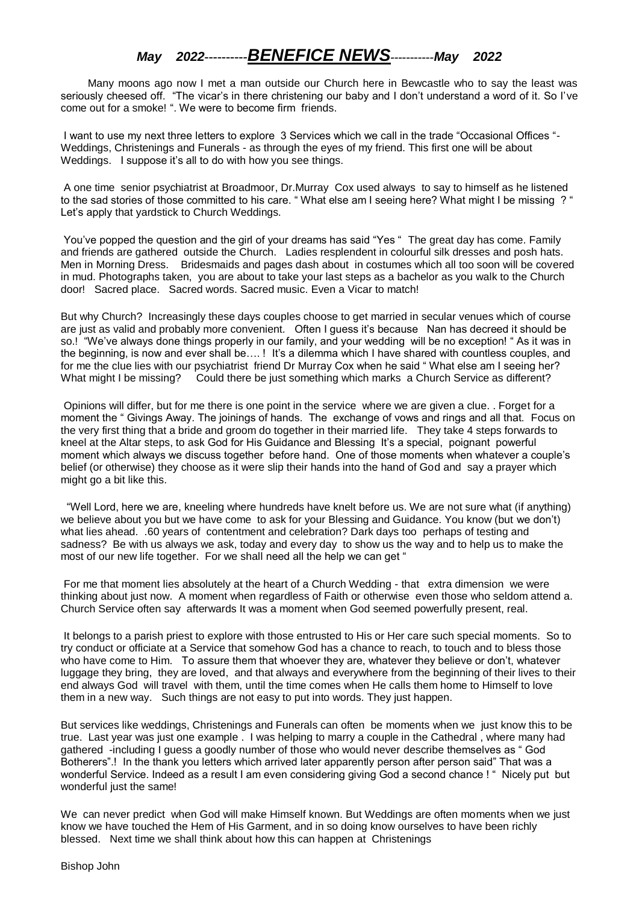# *May 2022----------BENEFICE NEWS-----------May 2022*

Many moons ago now I met a man outside our Church here in Bewcastle who to say the least was seriously cheesed off. "The vicar's in there christening our baby and I don't understand a word of it. So I've come out for a smoke! ". We were to become firm friends.

I want to use my next three letters to explore 3 Services which we call in the trade "Occasional Offices "- Weddings, Christenings and Funerals - as through the eyes of my friend. This first one will be about Weddings. I suppose it's all to do with how you see things.

A one time senior psychiatrist at Broadmoor, Dr.Murray Cox used always to say to himself as he listened to the sad stories of those committed to his care. " What else am I seeing here? What might I be missing ? " Let's apply that yardstick to Church Weddings.

You've popped the question and the girl of your dreams has said "Yes " The great day has come. Family and friends are gathered outside the Church. Ladies resplendent in colourful silk dresses and posh hats. Men in Morning Dress. Bridesmaids and pages dash about in costumes which all too soon will be covered in mud. Photographs taken, you are about to take your last steps as a bachelor as you walk to the Church door! Sacred place. Sacred words. Sacred music. Even a Vicar to match!

But why Church? Increasingly these days couples choose to get married in secular venues which of course are just as valid and probably more convenient. Often I guess it's because Nan has decreed it should be so.! "We've always done things properly in our family, and your wedding will be no exception! " As it was in the beginning, is now and ever shall be…. ! It's a dilemma which I have shared with countless couples, and for me the clue lies with our psychiatrist friend Dr Murray Cox when he said " What else am I seeing her? What might I be missing? Could there be just something which marks a Church Service as different?

Opinions will differ, but for me there is one point in the service where we are given a clue. . Forget for a moment the " Givings Away. The joinings of hands. The exchange of vows and rings and all that. Focus on the very first thing that a bride and groom do together in their married life. They take 4 steps forwards to kneel at the Altar steps, to ask God for His Guidance and Blessing It's a special, poignant powerful moment which always we discuss together before hand. One of those moments when whatever a couple's belief (or otherwise) they choose as it were slip their hands into the hand of God and say a prayer which might go a bit like this.

"Well Lord, here we are, kneeling where hundreds have knelt before us. We are not sure what (if anything) we believe about you but we have come to ask for your Blessing and Guidance. You know (but we don't) what lies ahead. .60 years of contentment and celebration? Dark days too perhaps of testing and sadness? Be with us always we ask, today and every day to show us the way and to help us to make the most of our new life together. For we shall need all the help we can get "

For me that moment lies absolutely at the heart of a Church Wedding - that extra dimension we were thinking about just now. A moment when regardless of Faith or otherwise even those who seldom attend a. Church Service often say afterwards It was a moment when God seemed powerfully present, real.

It belongs to a parish priest to explore with those entrusted to His or Her care such special moments. So to try conduct or officiate at a Service that somehow God has a chance to reach, to touch and to bless those who have come to Him. To assure them that whoever they are, whatever they believe or don't, whatever luggage they bring, they are loved, and that always and everywhere from the beginning of their lives to their end always God will travel with them, until the time comes when He calls them home to Himself to love them in a new way. Such things are not easy to put into words. They just happen.

But services like weddings, Christenings and Funerals can often be moments when we just know this to be true. Last year was just one example . I was helping to marry a couple in the Cathedral , where many had gathered -including I guess a goodly number of those who would never describe themselves as " God Botherers".! In the thank you letters which arrived later apparently person after person said" That was a wonderful Service. Indeed as a result I am even considering giving God a second chance ! " Nicely put but wonderful just the same!

We can never predict when God will make Himself known. But Weddings are often moments when we just know we have touched the Hem of His Garment, and in so doing know ourselves to have been richly blessed. Next time we shall think about how this can happen at Christenings

Bishop John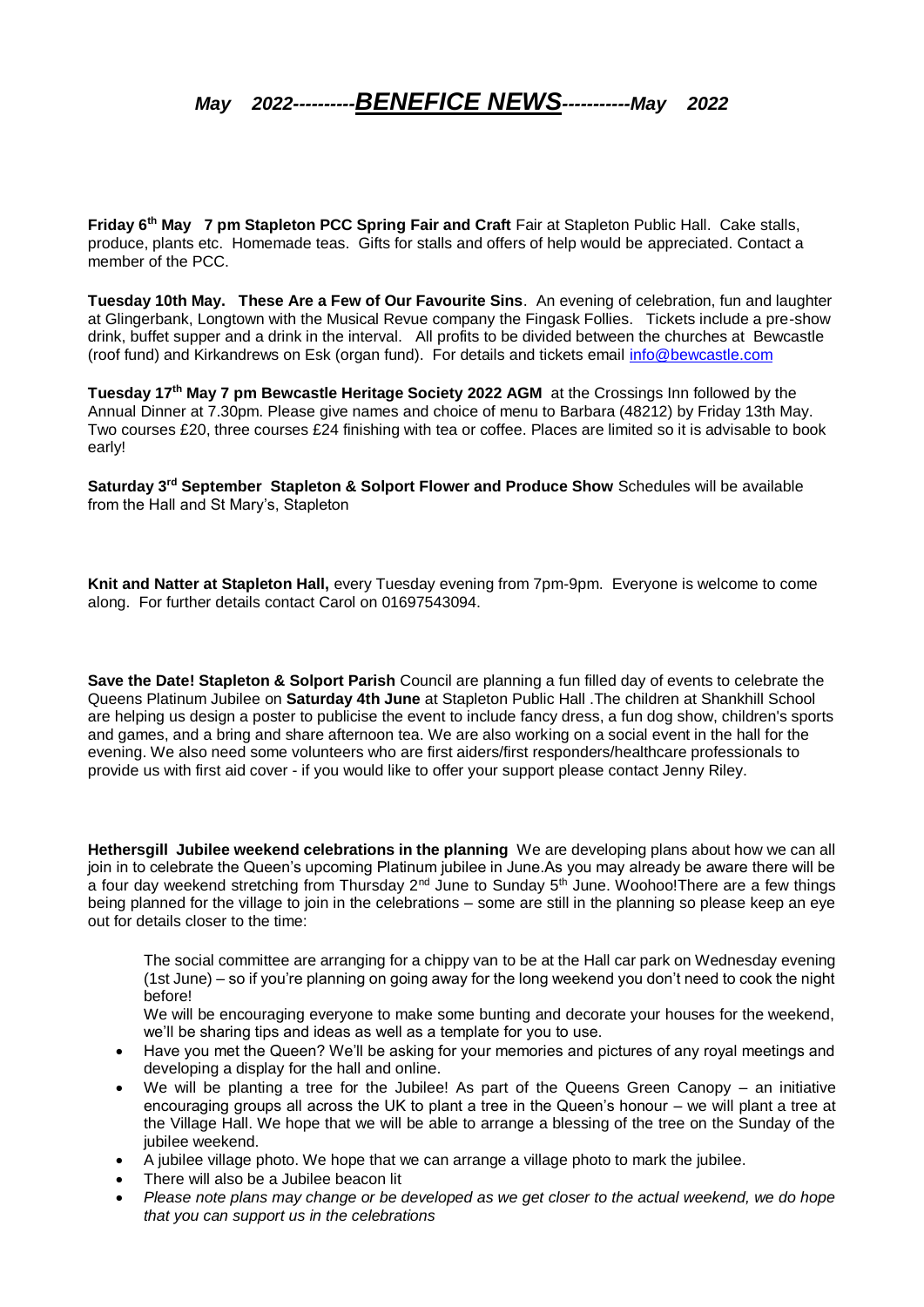# *May 2022---------BENEFICE NEWS----------May 2022*

**Friday 6th May 7 pm Stapleton PCC Spring Fair and Craft** Fair at Stapleton Public Hall. Cake stalls, produce, plants etc. Homemade teas. Gifts for stalls and offers of help would be appreciated. Contact a member of the PCC.

**Tuesday 10th May. These Are a Few of Our Favourite Sins**. An evening of celebration, fun and laughter at Glingerbank, Longtown with the Musical Revue company the Fingask Follies. Tickets include a pre-show drink, buffet supper and a drink in the interval. All profits to be divided between the churches at Bewcastle (roof fund) and Kirkandrews on Esk (organ fund). For details and tickets email info@bewcastle.com

**Tuesday 17th May 7 pm Bewcastle Heritage Society 2022 AGM** at the Crossings Inn followed by the Annual Dinner at 7.30pm. Please give names and choice of menu to Barbara (48212) by Friday 13th May. Two courses £20, three courses £24 finishing with tea or coffee. Places are limited so it is advisable to book early!

**Saturday 3rd September Stapleton & Solport Flower and Produce Show** Schedules will be available from the Hall and St Mary's, Stapleton

**Knit and Natter at Stapleton Hall,** every Tuesday evening from 7pm-9pm. Everyone is welcome to come along. For further details contact Carol on 01697543094.

**Save the Date! Stapleton & Solport Parish** Council are planning a fun filled day of events to celebrate the Queens Platinum Jubilee on **Saturday 4th June** at Stapleton Public Hall .The children at Shankhill School are helping us design a poster to publicise the event to include fancy dress, a fun dog show, children's sports and games, and a bring and share afternoon tea. We are also working on a social event in the hall for the evening. We also need some volunteers who are first aiders/first responders/healthcare professionals to provide us with first aid cover - if you would like to offer your support please contact Jenny Riley.

**Hethersgill Jubilee weekend celebrations in the planning** We are developing plans about how we can all join in to celebrate the Queen's upcoming Platinum jubilee in June.As you may already be aware there will be a four day weekend stretching from Thursday 2nd June to Sunday 5th June. Woohoo!There are a few things being planned for the village to join in the celebrations – some are still in the planning so please keep an eye out for details closer to the time:

The social committee are arranging for a chippy van to be at the Hall car park on Wednesday evening (1st June) – so if you're planning on going away for the long weekend you don't need to cook the night before!

We will be encouraging everyone to make some bunting and decorate your houses for the weekend, we'll be sharing tips and ideas as well as a template for you to use.

- Have you met the Queen? We'll be asking for your memories and pictures of any royal meetings and developing a display for the hall and online.
- We will be planting a tree for the Jubilee! As part of the Queens Green Canopy – an initiative encouraging groups all across the UK to plant a tree in the Queen's honour – we will plant a tree at the Village Hall. We hope that we will be able to arrange a blessing of the tree on the Sunday of the jubilee weekend.
- A jubilee village photo. We hope that we can arrange a village photo to mark the jubilee.
- There will also be a Jubilee beacon lit
- *Please note plans may change or be developed as we get closer to the actual weekend, we do hope that you can support us in the celebrations*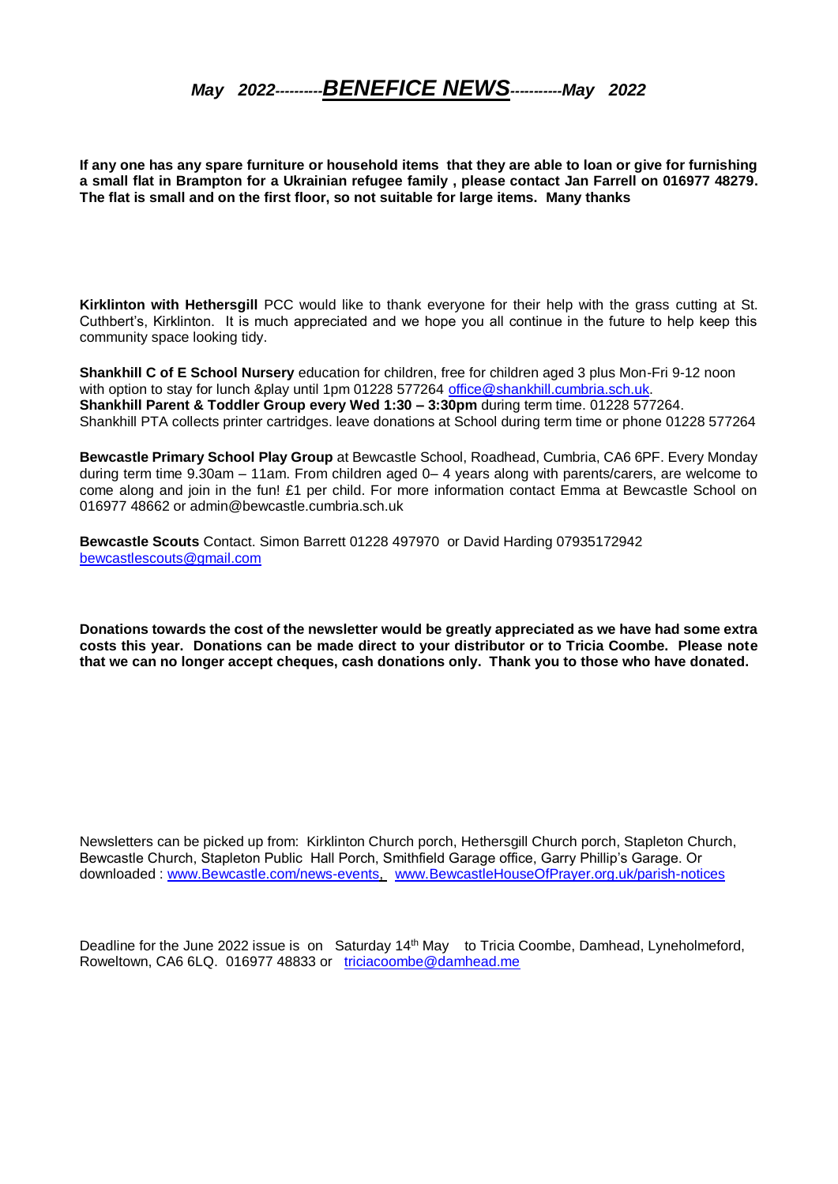# *May 2022---------BENEFICE NEWS----------May 2022*

**If any one has any spare furniture or household items that they are able to loan or give for furnishing a small flat in Brampton for a Ukrainian refugee family , please contact Jan Farrell on 016977 48279. The flat is small and on the first floor, so not suitable for large items. Many thanks**

**Kirklinton with Hethersgill** PCC would like to thank everyone for their help with the grass cutting at St. Cuthbert's, Kirklinton. It is much appreciated and we hope you all continue in the future to help keep this community space looking tidy.

**Shankhill C of E School Nursery** education for children, free for children aged 3 plus Mon-Fri 9-12 noon with option to stay for lunch &play until 1pm 01228 577264 office@shankhill.cumbria.sch.uk.
**Shankhill Parent & Toddler Group every Wed 1:30 – 3:30pm** during term time. 01228 577264.
Shankhill PTA collects printer cartridges. leave donations at School during term time or phone 01228 577264

**Bewcastle Primary School Play Group** at Bewcastle School, Roadhead, Cumbria, CA6 6PF. Every Monday during term time 9.30am – 11am. From children aged 0– 4 years along with parents/carers, are welcome to come along and join in the fun! £1 per child. For more information contact Emma at Bewcastle School on 016977 48662 or admin@bewcastle.cumbria.sch.uk

**Bewcastle Scouts** Contact. Simon Barrett 01228 497970 or David Harding 07935172942
bewcastlescouts@gmail.com

**Donations towards the cost of the newsletter would be greatly appreciated as we have had some extra costs this year. Donations can be made direct to your distributor or to Tricia Coombe. Please note that we can no longer accept cheques, cash donations only. Thank you to those who have donated.**

Newsletters can be picked up from: Kirklinton Church porch, Hethersgill Church porch, Stapleton Church, Bewcastle Church, Stapleton Public Hall Porch, Smithfield Garage office, Garry Phillip's Garage. Or downloaded : www.Bewcastle.com/news-events, www.BewcastleHouseOfPrayer.org.uk/parish-notices

Deadline for the June 2022 issue is on Saturday 14th May to Tricia Coombe, Damhead, Lyneholmeford, Roweltown, CA6 6LQ. 016977 48833 or triciacoombe@damhead.me